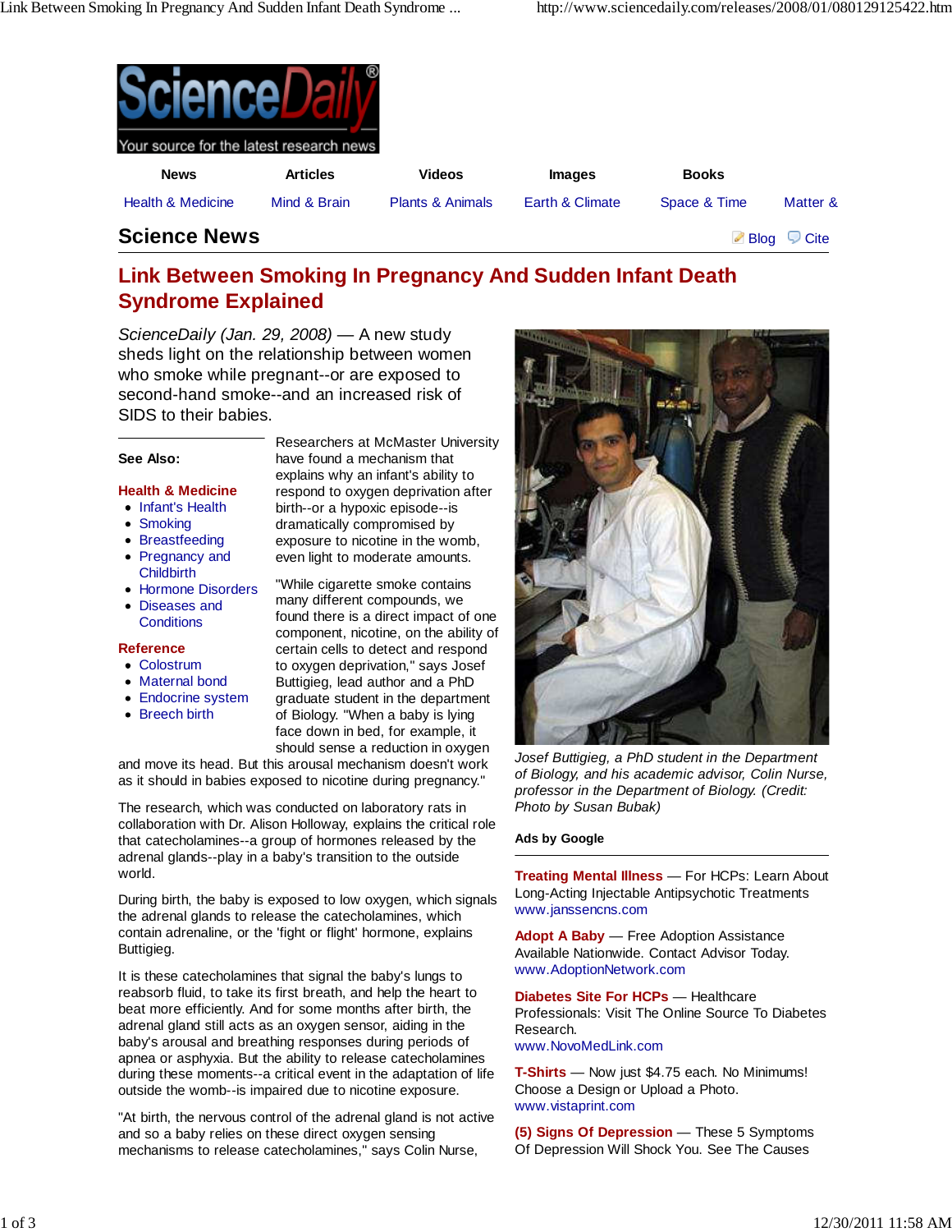# Link Between Smoking In Pregnancy And Sudden Infant Death Syndrome Explained

*ScienceDaily (Jan. 29, 2008)* — A new study sheds light on the relationship between women who smoke while pregnant--or are exposed to second-hand smoke--and an increased risk of SIDS to their babies.

Researchers at McMaster University have found a mechanism that explains why an infant's ability to respond to oxygen deprivation after birth--or a hypoxic episode--is dramatically compromised by exposure to nicotine in the womb, even light to moderate amounts.

"While cigarette smoke contains many different compounds, we found there is a direct impact of one component, nicotine, on the ability of certain cells to detect and respond to oxygen deprivation," says Josef Buttigieg, lead author and a PhD graduate student in the department of Biology. "When a baby is lying face down in bed, for example, it should sense a reduction in oxygen and move its head. But this arousal mechanism doesn't work as it should in babies exposed to nicotine during pregnancy."

The research, which was conducted on laboratory rats in collaboration with Dr. Alison Holloway, explains the critical role that catecholamines--a group of hormones released by the adrenal glands--play in a baby's transition to the outside world.

During birth, the baby is exposed to low oxygen, which signals the adrenal glands to release the catecholamines, which contain adrenaline, or the 'fight or flight' hormone, explains Buttigieg.

It is these catecholamines that signal the baby's lungs to reabsorb fluid, to take its first breath, and help the heart to beat more efficiently. And for some months after birth, the adrenal gland still acts as an oxygen sensor, aiding in the baby's arousal and breathing responses during periods of apnea or asphyxia. But the ability to release catecholamines during these moments--a critical event in the adaptation of life outside the womb--is impaired due to nicotine exposure.

"At birth, the nervous control of the adrenal gland is not active and so a baby relies on these direct oxygen sensing mechanisms to release catecholamines," says Colin Nurse,

*Josef Buttigieg, a PhD student in the Department of Biology, and his academic advisor, Colin Nurse, professor in the Department of Biology. (Credit: Photo by Susan Bubak)*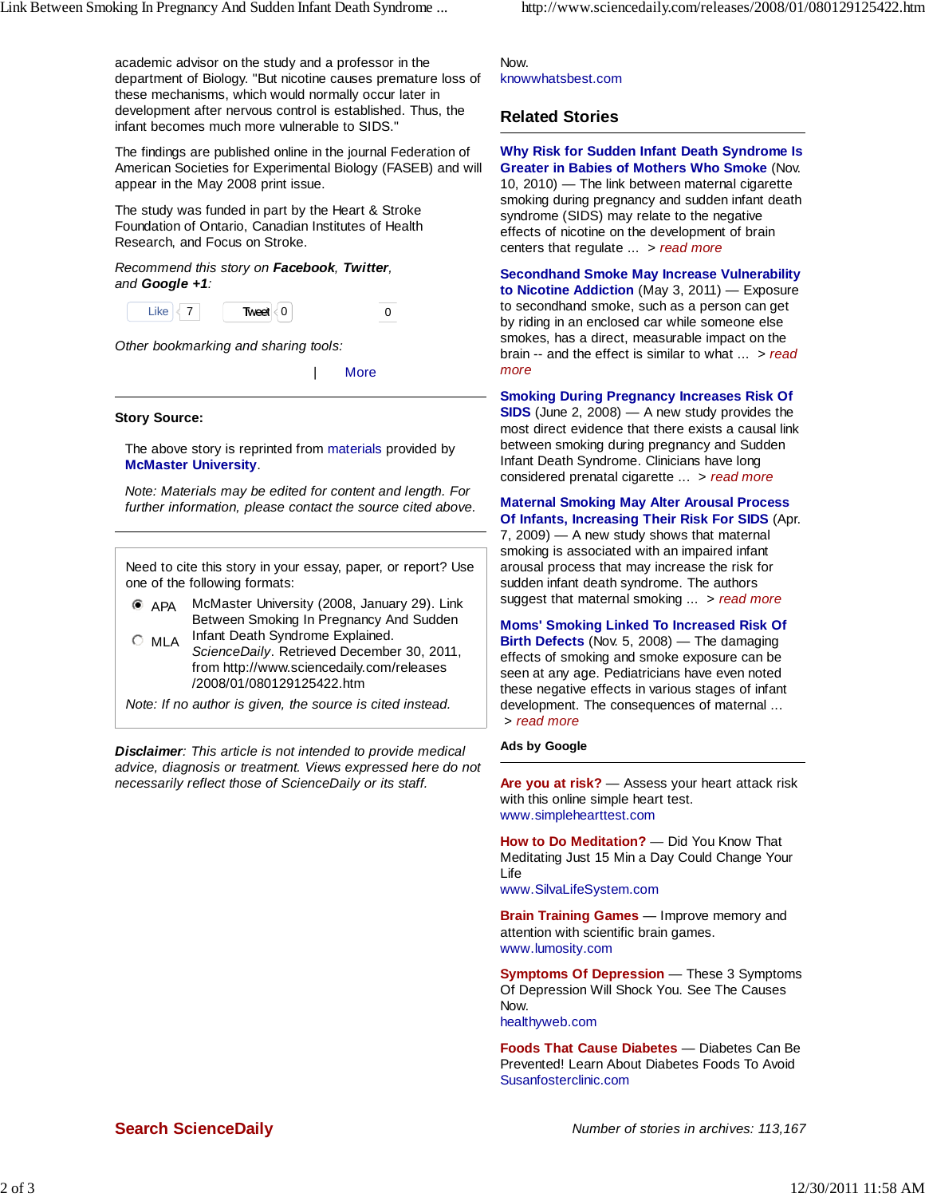academic advisor on the study and a professor in the department of Biology. "But nicotine causes premature loss of these mechanisms, which would normally occur later in development after nervous control is established. Thus, the infant becomes much more vulnerable to SIDS."

The findings are published online in the journal Federation of American Societies for Experimental Biology (FASEB) and will appear in the May 2008 print issue.

The study was funded in part by the Heart & Stroke Foundation of Ontario, Canadian Institutes of Health Research, and Focus on Stroke.

*Recommend this story on **Facebook**, **Twitter**, and **Google +1**:*

Like 7 Tweet 0 0

*Other bookmarking and sharing tools:*

| More

**Story Source:**

The above story is reprinted from materials provided by **McMaster University**.

*Note: Materials may be edited for content and length. For further information, please contact the source cited above.*

Need to cite this story in your essay, paper, or report? Use one of the following formats:

- APA
- MLA

McMaster University (2008, January 29). Link Between Smoking In Pregnancy And Sudden Infant Death Syndrome Explained. *ScienceDaily*. Retrieved December 30, 2011, from http://www.sciencedaily.com/releases/2008/01/080129125422.htm

*Note: If no author is given, the source is cited instead.*

***Disclaimer**: This article is not intended to provide medical advice, diagnosis or treatment. Views expressed here do not necessarily reflect those of ScienceDaily or its staff.*

Now.
knowwhatsbest.com

## Related Stories

**Why Risk for Sudden Infant Death Syndrome Is Greater in Babies of Mothers Who Smoke** (Nov. 10, 2010) — The link between maternal cigarette smoking during pregnancy and sudden infant death syndrome (SIDS) may relate to the negative effects of nicotine on the development of brain centers that regulate ... > *read more*

**Secondhand Smoke May Increase Vulnerability to Nicotine Addiction** (May 3, 2011) — Exposure to secondhand smoke, such as a person can get by riding in an enclosed car while someone else smokes, has a direct, measurable impact on the brain -- and the effect is similar to what ... > *read more*

**Smoking During Pregnancy Increases Risk Of SIDS** (June 2, 2008) — A new study provides the most direct evidence that there exists a causal link between smoking during pregnancy and Sudden Infant Death Syndrome. Clinicians have long considered prenatal cigarette ... > *read more*

**Maternal Smoking May Alter Arousal Process Of Infants, Increasing Their Risk For SIDS** (Apr. 7, 2009) — A new study shows that maternal smoking is associated with an impaired infant arousal process that may increase the risk for sudden infant death syndrome. The authors suggest that maternal smoking ... > *read more*

**Moms' Smoking Linked To Increased Risk Of Birth Defects** (Nov. 5, 2008) — The damaging effects of smoking and smoke exposure can be seen at any age. Pediatricians have even noted these negative effects in various stages of infant development. The consequences of maternal ... > *read more*

**Ads by Google**

**Are you at risk?** — Assess your heart attack risk with this online simple heart test.
www.simplehearttest.com

**How to Do Meditation?** — Did You Know That Meditating Just 15 Min a Day Could Change Your Life
www.SilvaLifeSystem.com

**Brain Training Games** — Improve memory and attention with scientific brain games.
www.lumosity.com

**Symptoms Of Depression** — These 3 Symptoms Of Depression Will Shock You. See The Causes Now.
healthyweb.com

**Foods That Cause Diabetes** — Diabetes Can Be Prevented! Learn About Diabetes Foods To Avoid
Susanfosterclinic.com

**Search ScienceDaily**

*Number of stories in archives: 113,167*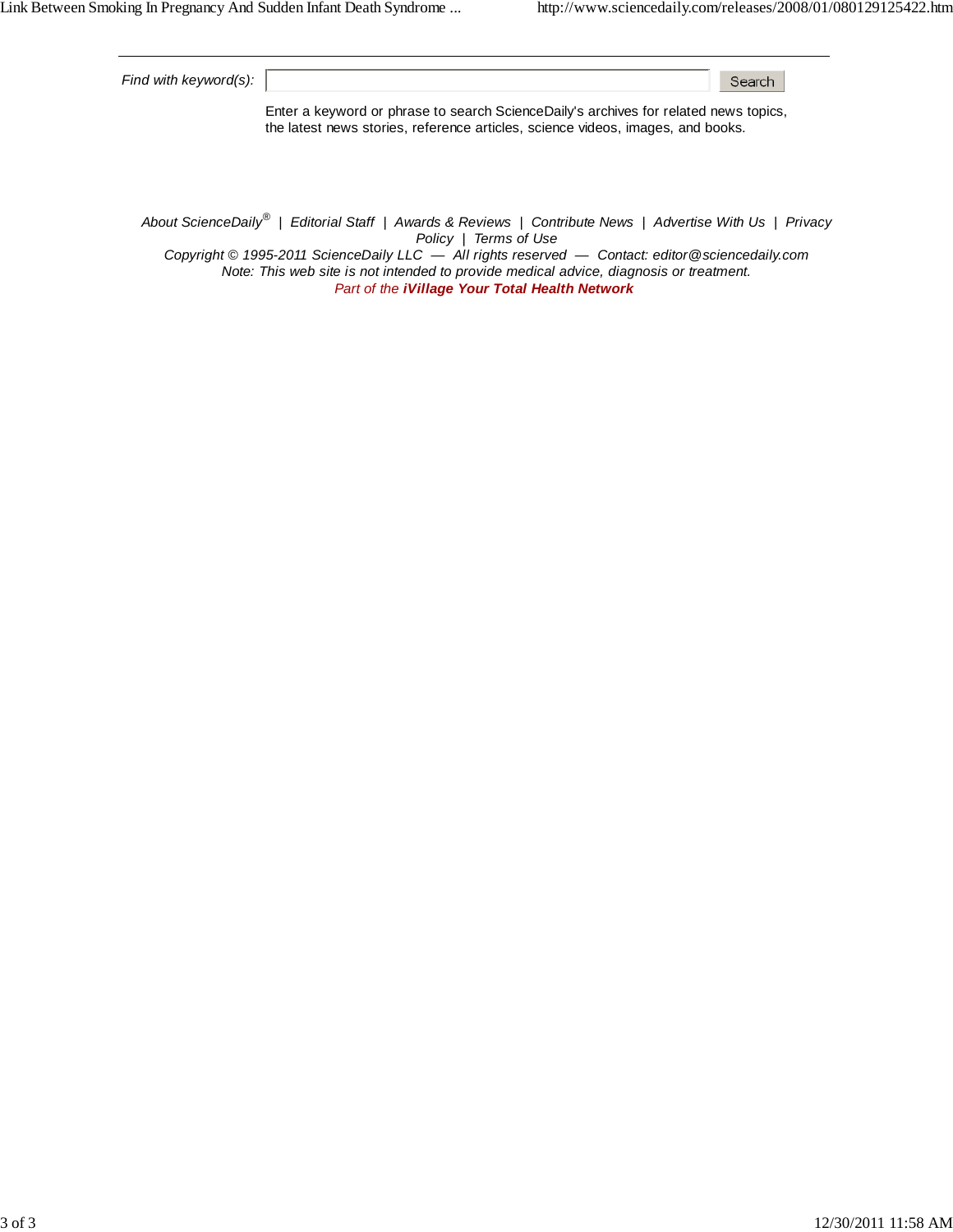*Find with keyword(s):* Search

Enter a keyword or phrase to search ScienceDaily's archives for related news topics, the latest news stories, reference articles, science videos, images, and books.

*About ScienceDaily® | Editorial Staff | Awards & Reviews | Contribute News | Advertise With Us | Privacy Policy | Terms of Use*

*Copyright © 1995-2011 ScienceDaily LLC — All rights reserved — Contact: editor@sciencedaily.com*

*Note: This web site is not intended to provide medical advice, diagnosis or treatment.*

*Part of the **iVillage Your Total Health Network***